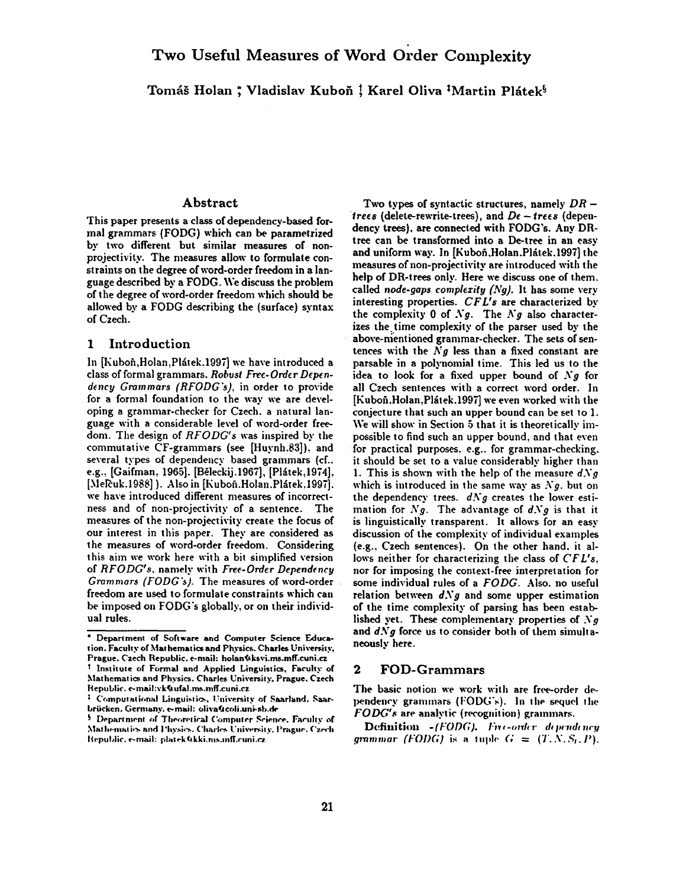# Two Useful Measures of Word Order Complexity

Tomáš Holan [*] Vladislav Kuboň [†] Karel Oliva [‡] Martin Plátek [§]

## Abstract

This paper presents a class of dependency-based formal grammars (FODG) which can be parametrized by two different but similar measures of non-projectivity. The measures allow to formulate constraints on the degree of word-order freedom in a language described by a FODG. We discuss the problem of the degree of word-order freedom which should be allowed by a FODG describing the (surface) syntax of Czech.

## 1 Introduction

In [Kuboň,Holan,Plátek.1997] we have introduced a class of formal grammars, *Robust Free-Order Dependency Grammars (RFODG's)*, in order to provide for a formal foundation to the way we are developing a grammar-checker for Czech, a natural language with a considerable level of word-order freedom. The design of *RFODG's* was inspired by the commutative CF-grammars (see [Huynh.83]), and several types of dependency based grammars (cf., e.g., [Gaifman, 1965], [Běleckij.1967], [Plátek,1974], [Mel'čuk.1988]). Also in [Kuboň,Holan,Plátek.1997], we have introduced different measures of incorrectness and of non-projectivity of a sentence. The measures of the non-projectivity create the focus of our interest in this paper. They are considered as the measures of word-order freedom. Considering this aim we work here with a bit simplified version of *RFODG's*, namely with *Free-Order Dependency Grammars (FODG's)*. The measures of word-order freedom are used to formulate constraints which can be imposed on FODG's globally, or on their individual rules.

Two types of syntactic structures, namely *DR − trees* (delete-rewrite-trees), and *De − trees* (dependency trees), are connected with FODG's. Any DR-tree can be transformed into a De-tree in an easy and uniform way. In [Kuboň,Holan,Plátek.1997] the measures of non-projectivity are introduced with the help of DR-trees only. Here we discuss one of them, called *node-gaps complexity (Ng)*. It has some very interesting properties. *CFL's* are characterized by the complexity 0 of *Ng*. The *Ng* also characterizes the time complexity of the parser used by the above-mentioned grammar-checker. The sets of sentences with the *Ng* less than a fixed constant are parsable in a polynomial time. This led us to the idea to look for a fixed upper bound of *Ng* for all Czech sentences with a correct word order. In [Kuboň,Holan,Plátek.1997] we even worked with the conjecture that such an upper bound can be set to 1. We will show in Section 5 that it is theoretically impossible to find such an upper bound, and that even for practical purposes, e.g., for grammar-checking, it should be set to a value considerably higher than 1. This is shown with the help of the measure *dNg* which is introduced in the same way as *Ng*, but on the dependency trees. *dNg* creates the lower estimation for *Ng*. The advantage of *dNg* is that it is linguistically transparent. It allows for an easy discussion of the complexity of individual examples (e.g., Czech sentences). On the other hand, it allows neither for characterizing the class of *CFL's*, nor for imposing the context-free interpretation for some individual rules of a *FODG*. Also, no useful relation between *dNg* and some upper estimation of the time complexity of parsing has been established yet. These complementary properties of *Ng* and *dNg* force us to consider both of them simultaneously here.

## 2 FOD-Grammars

The basic notion we work with are free-order dependency grammars (FODG's). In the sequel the *FODG's* are analytic (recognition) grammars.

**Definition** *-(FODG). Free-order dependency grammar (FODG)* is a tuple $G = (T, N, S_t, P)$.

---

[*] Department of Software and Computer Science Education, Faculty of Mathematics and Physics, Charles University, Prague, Czech Republic, e-mail: holan@ksvi.ms.mff.cuni.cz

[†] Institute of Formal and Applied Linguistics, Faculty of Mathematics and Physics, Charles University, Prague, Czech Republic, e-mail: vk@ufal.ms.mff.cuni.cz

[‡] Computational Linguistics, University of Saarland, Saarbrücken, Germany, e-mail: oliva@coli.uni-sb.de

[§] Department of Theoretical Computer Science, Faculty of Mathematics and Physics, Charles University, Prague, Czech Republic, e-mail: platek@kki.ms.mff.cuni.cz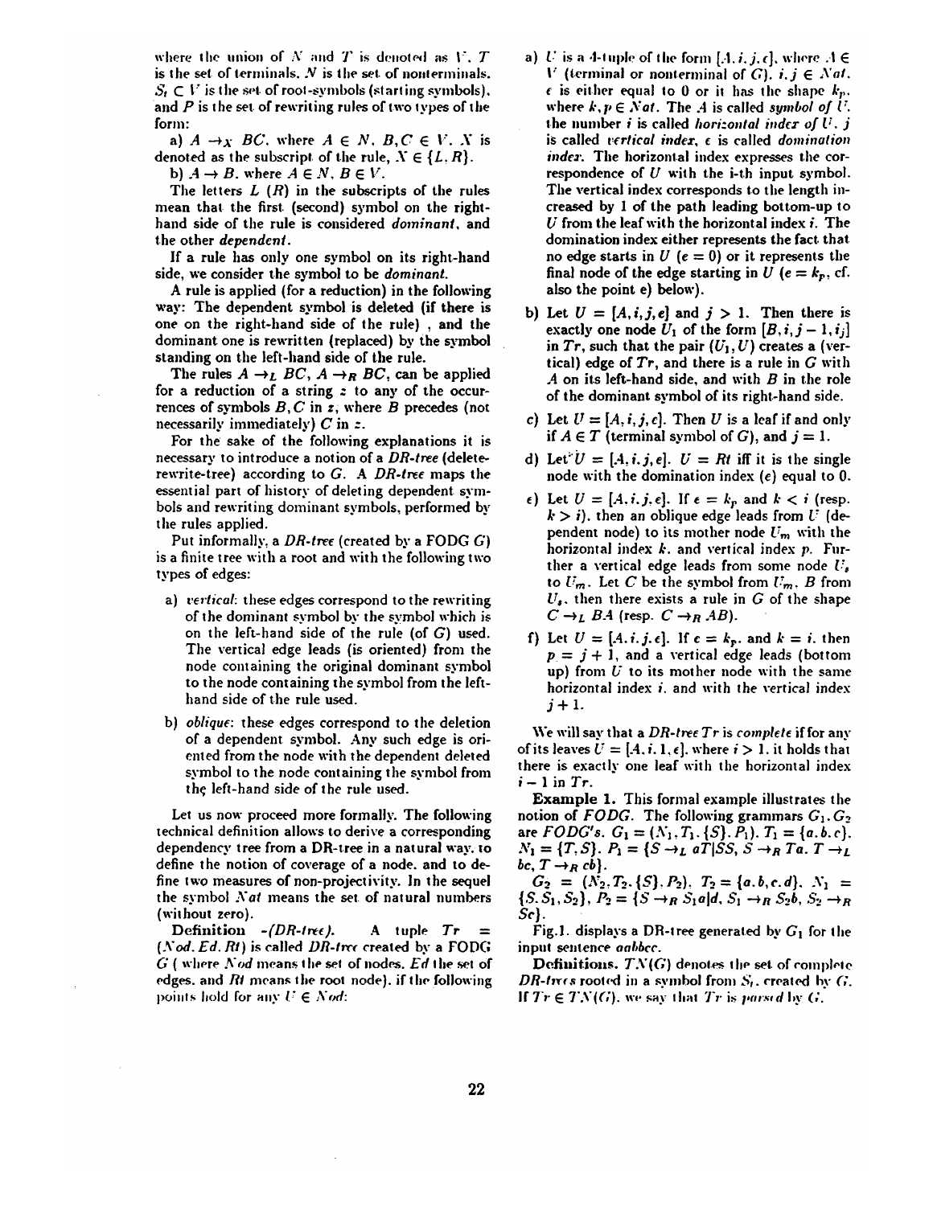where the union of $N$ and $T$ is denoted as $V$. $T$ is the set of terminals. $N$ is the set of nonterminals. $S_t \subset V$ is the set of root-symbols (starting symbols), and $P$ is the set of rewriting rules of two types of the form:

a) $A \rightarrow_X BC$. where $A \in N$, $B, C \in V$. $X$ is denoted as the subscript of the rule, $X \in \{L, R\}$.

b) $A \rightarrow B$. where $A \in N$, $B \in V$.

The letters $L$ ($R$) in the subscripts of the rules mean that the first (second) symbol on the right-hand side of the rule is considered *dominant*, and the other *dependent*.

If a rule has only one symbol on its right-hand side, we consider the symbol to be *dominant*.

A rule is applied (for a reduction) in the following way: The dependent symbol is deleted (if there is one on the right-hand side of the rule) , and the dominant one is rewritten (replaced) by the symbol standing on the left-hand side of the rule.

The rules $A \rightarrow_L BC$, $A \rightarrow_R BC$, can be applied for a reduction of a string $z$ to any of the occurrences of symbols $B, C$ in $z$, where $B$ precedes (not necessarily immediately) $C$ in $z$.

For the sake of the following explanations it is necessary to introduce a notion of a *DR-tree* (delete-rewrite-tree) according to $G$. A *DR-tree* maps the essential part of history of deleting dependent symbols and rewriting dominant symbols, performed by the rules applied.

Put informally, a *DR-tree* (created by a FODG $G$) is a finite tree with a root and with the following two types of edges:

a) *vertical*: these edges correspond to the rewriting of the dominant symbol by the symbol which is on the left-hand side of the rule (of $G$) used. The vertical edge leads (is oriented) from the node containing the original dominant symbol to the node containing the symbol from the left-hand side of the rule used.

b) *oblique*: these edges correspond to the deletion of a dependent symbol. Any such edge is oriented from the node with the dependent deleted symbol to the node containing the symbol from the left-hand side of the rule used.

Let us now proceed more formally. The following technical definition allows to derive a corresponding dependency tree from a DR-tree in a natural way, to define the notion of coverage of a node, and to define two measures of non-projectivity. In the sequel the symbol $Nat$ means the set of natural numbers (without zero).

**Definition** *-(DR-tree).* A tuple $Tr = (Nod, Ed, Rt)$ is called *DR-tree* created by a FODG $G$ ( where $Nod$ means the set of nodes, $Ed$ the set of edges, and $Rt$ means the root node), if the following points hold for any $U \in Nod$:

a) $U$ is a 4-tuple of the form $[A, i, j, e]$, where $A \in V$ (terminal or nonterminal of $G$), $i, j \in Nat$, $e$ is either equal to 0 or it has the shape $k_p$, where $k, p \in Nat$. The $A$ is called *symbol of* $U$, the number $i$ is called *horizontal index of* $U$, $j$ is called *vertical index*, $e$ is called *domination index*. The horizontal index expresses the correspondence of $U$ with the i-th input symbol. The vertical index corresponds to the length increased by 1 of the path leading bottom-up to $U$ from the leaf with the horizontal index $i$. The domination index either represents the fact that no edge starts in $U$ ($e = 0$) or it represents the final node of the edge starting in $U$ ($e = k_p$, cf. also the point e) below).

b) Let $U = [A, i, j, e]$ and $j > 1$. Then there is exactly one node $U_1$ of the form $[B, i, j-1, i_j]$ in $Tr$, such that the pair $(U_1, U)$ creates a (vertical) edge of $Tr$, and there is a rule in $G$ with $A$ on its left-hand side, and with $B$ in the role of the dominant symbol of its right-hand side.

c) Let $U = [A, i, j, e]$. Then $U$ is a leaf if and only if $A \in T$ (terminal symbol of $G$), and $j = 1$.

d) Let $U = [A, i, j, e]$. $U = Rt$ iff it is the single node with the domination index ($e$) equal to 0.

e) Let $U = [A, i, j, e]$. If $e = k_p$ and $k < i$ (resp. $k > i$), then an oblique edge leads from $U$ (dependent node) to its mother node $U_m$ with the horizontal index $k$, and vertical index $p$. Further a vertical edge leads from some node $U_s$ to $U_m$. Let $C$ be the symbol from $U_m$, $B$ from $U_s$, then there exists a rule in $G$ of the shape $C \rightarrow_L BA$ (resp. $C \rightarrow_R AB$).

f) Let $U = [A, i, j, e]$. If $e = k_p$, and $k = i$, then $p = j + 1$, and a vertical edge leads (bottom up) from $U$ to its mother node with the same horizontal index $i$, and with the vertical index $j + 1$.

We will say that a *DR-tree* $Tr$ is *complete* if for any of its leaves $U = [A, i, 1, e]$, where $i > 1$, it holds that there is exactly one leaf with the horizontal index $i - 1$ in $Tr$.

**Example 1.** This formal example illustrates the notion of *FODG*. The following grammars $G_1, G_2$ are *FODG's*. $G_1 = (N_1, T_1, \{S\}, P_1)$. $T_1 = \{a, b, c\}$. $N_1 = \{T, S\}$. $P_1 = \{S \rightarrow_L aT|SS, S \rightarrow_R Ta, T \rightarrow_L bc, T \rightarrow_R cb\}$.

$G_2 = (N_2, T_2, \{S\}, P_2)$. $T_2 = \{a, b, c, d\}$. $N_2 = \{S, S_1, S_2\}$, $P_2 = \{S \rightarrow_R S_1 a|d, S_1 \rightarrow_R S_2 b, S_2 \rightarrow_R Sc\}$.

Fig.1. displays a DR-tree generated by $G_1$ for the input sentence *aabbcc*.

**Definitions.** $TN(G)$ denotes the set of complete *DR-trees* rooted in a symbol from $S_t$, created by $G$. If $Tr \in TN(G)$, we say that $Tr$ is *parsed* by $G$.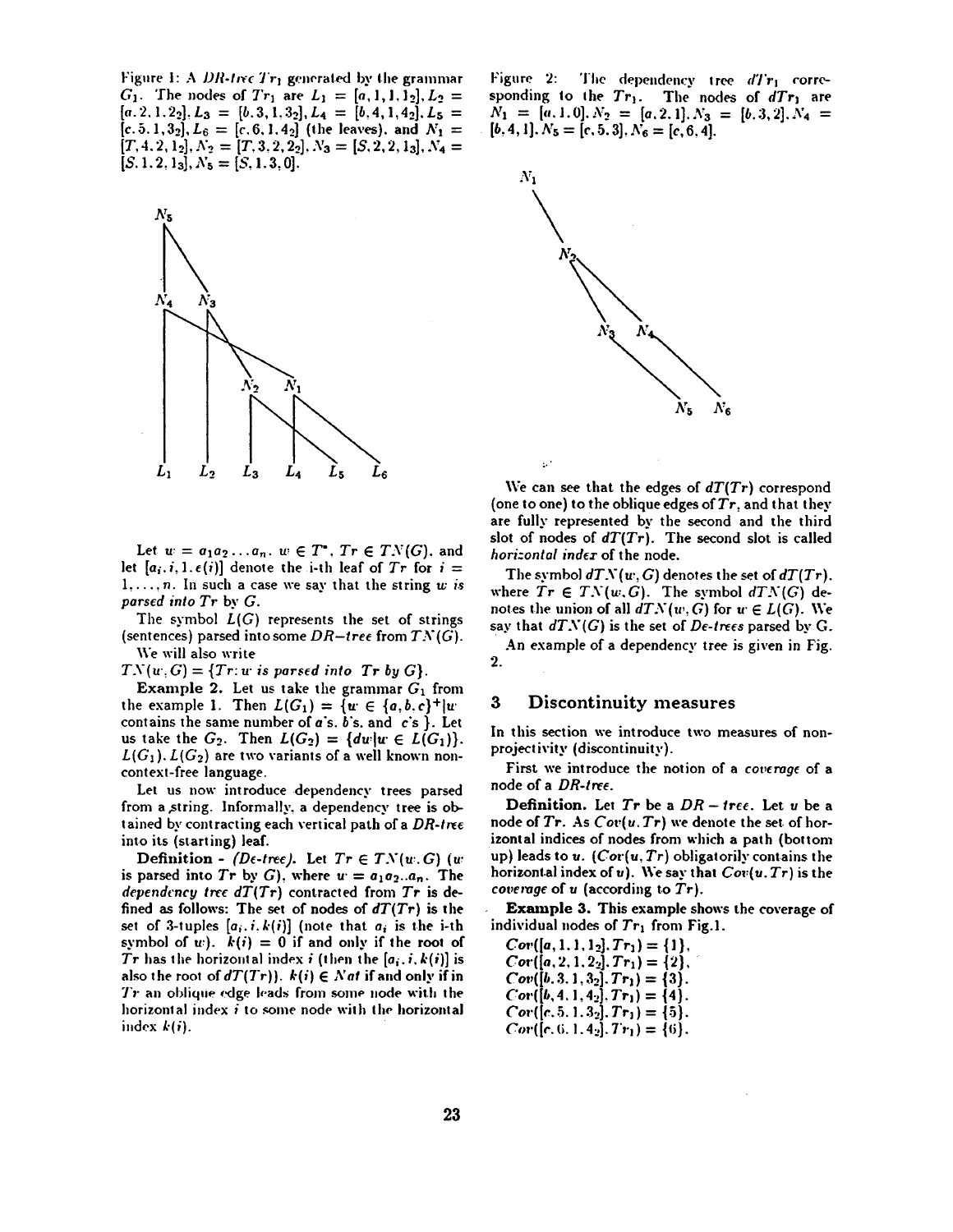Figure 1: A *DR-tree* $Tr_1$ generated by the grammar $G_1$. The nodes of $Tr_1$ are $L_1 = [a, 1, 1, 1_2], L_2 = [a, 2, 1, 2_2], L_3 = [b, 3, 1, 3_2], L_4 = [b, 4, 1, 4_2], L_5 = [c, 5, 1, 3_2], L_6 = [c, 6, 1, 4_2]$ (the leaves), and $N_1 = [T, 4, 2, 1_2], N_2 = [T, 3, 2, 2_2], N_3 = [S, 2, 2, 1_3], N_4 = [S, 1, 2, 1_3], N_5 = [S, 1, 3, 0]$.

Let $w = a_1 a_2 \ldots a_n$, $w \in T^*$, $Tr \in TN(G)$, and let $[a_i, i, 1, e(i)]$ denote the i-th leaf of $Tr$ for $i = 1, \ldots, n$. In such a case we say that the string $w$ *is parsed into* $Tr$ by $G$.

The symbol $L(G)$ represents the set of strings (sentences) parsed into some $DR-tree$ from $TN(G)$.

We will also write

$TN(w, G) = \{Tr : w \text{ } is \text{ } parsed \text{ } into \text{ } Tr \text{ } by \text{ } G\}$.

**Example 2.** Let us take the grammar $G_1$ from the example 1. Then $L(G_1) = \{w \in \{a, b, c\}^+ | w$ contains the same number of $a$'s, $b$'s, and $c$'s $\}$. Let us take the $G_2$. Then $L(G_2) = \{dw | w \in L(G_1)\}$. $L(G_1)$, $L(G_2)$ are two variants of a well known non-context-free language.

Let us now introduce dependency trees parsed from a string. Informally, a dependency tree is obtained by contracting each vertical path of a *DR-tree* into its (starting) leaf.

**Definition** - *(De-tree)*. Let $Tr \in TN(w, G)$ ($w$ is parsed into $Tr$ by $G$), where $w = a_1 a_2 .. a_n$. The *dependency tree* $dT(Tr)$ contracted from $Tr$ is defined as follows: The set of nodes of $dT(Tr)$ is the set of 3-tuples $[a_i, i, k(i)]$ (note that $a_i$ is the i-th symbol of $w$). $k(i) = 0$ if and only if the root of $Tr$ has the horizontal index $i$ (then the $[a_i, i, k(i)]$ is also the root of $dT(Tr)$). $k(i) \in Nat$ if and only if in $Tr$ an oblique edge leads from some node with the horizontal index $i$ to some node with the horizontal index $k(i)$.

Figure 2: The dependency tree $dTr_1$ corresponding to the $Tr_1$. The nodes of $dTr_1$ are $N_1 = [a, 1, 0], N_2 = [a, 2, 1], N_3 = [b, 3, 2], N_4 = [b, 4, 1], N_5 = [c, 5, 3], N_6 = [c, 6, 4]$.

We can see that the edges of $dT(Tr)$ correspond (one to one) to the oblique edges of $Tr$, and that they are fully represented by the second and the third slot of nodes of $dT(Tr)$. The second slot is called *horizontal index* of the node.

The symbol $dTN(w, G)$ denotes the set of $dT(Tr)$, where $Tr \in TN(w, G)$. The symbol $dTN(G)$ denotes the union of all $dTN(w, G)$ for $w \in L(G)$. We say that $dTN(G)$ is the set of *De-trees* parsed by G.

An example of a dependency tree is given in Fig. 2.

## 3 Discontinuity measures

In this section we introduce two measures of non-projectivity (discontinuity).

First we introduce the notion of a *coverage* of a node of a *DR-tree*.

**Definition.** Let $Tr$ be a $DR-tree$. Let $u$ be a node of $Tr$. As $Cov(u, Tr)$ we denote the set of horizontal indices of nodes from which a path (bottom up) leads to $u$. ($Cov(u, Tr)$ obligatorily contains the horizontal index of $u$). We say that $Cov(u, Tr)$ is the *coverage* of $u$ (according to $Tr$).

**Example 3.** This example shows the coverage of individual nodes of $Tr_1$ from Fig.1.

$Cov([a, 1, 1, 1_2], Tr_1) = \{1\}$,
$Cov([a, 2, 1, 2_2], Tr_1) = \{2\}$,
$Cov([b, 3, 1, 3_2], Tr_1) = \{3\}$,
$Cov([b, 4, 1, 4_2], Tr_1) = \{4\}$,
$Cov([c, 5, 1, 3_2], Tr_1) = \{5\}$,
$Cov([c, 6, 1, 4_2], Tr_1) = \{6\}$,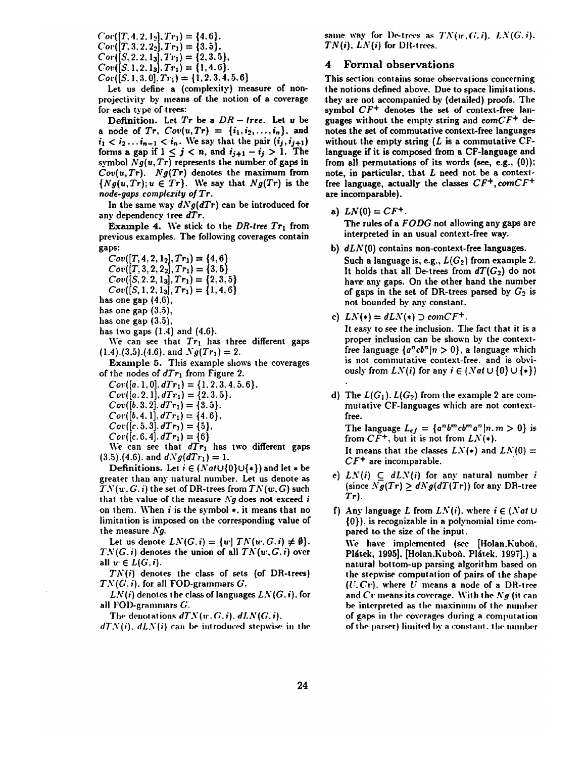$Cov([T,4,2,1_2],Tr_1) = \{4,6\}$,
$Cov([T,3,2,2_2],Tr_1) = \{3,5\}$,
$Cov([S,2,2,1_3],Tr_1) = \{2,3,5\}$,
$Cov([S,1,2,1_3],Tr_1) = \{1,4,6\}$,
$Cov([S,1,3,0],Tr_1) = \{1,2,3,4,5,6\}$

Let us define a (complexity) measure of non-projectivity by means of the notion of a coverage for each type of trees:

**Definition.** Let $Tr$ be a $DR-tree$. Let $u$ be a node of $Tr$, $Cov(u,Tr) = \{i_1, i_2, \ldots, i_n\}$, and $i_1 < i_2 \ldots i_{n-1} < i_n$. We say that the pair $(i_j, i_{j+1})$ forms a gap if $1 \leq j < n$, and $i_{j+1} - i_j > 1$. The symbol $Ng(u,Tr)$ represents the number of gaps in $Cov(u,Tr)$. $Ng(Tr)$ denotes the maximum from $\{Ng(u,Tr); u \in Tr\}$. We say that $Ng(Tr)$ is the *node-gaps complexity* of $Tr$.

In the same way $dNg(dTr)$ can be introduced for any dependency tree $dTr$.

**Example 4.** We stick to the $DR$-tree $Tr_1$ from previous examples. The following coverages contain gaps:

$Cov([T,4,2,1_2],Tr_1) = \{4,6\}$
$Cov([T,3,2,2_2],Tr_1) = \{3,5\}$
$Cov([S,2,2,1_3],Tr_1) = \{2,3,5\}$
$Cov([S,1,2,1_3],Tr_1) = \{1,4,6\}$

has one gap (4,6),
has one gap (3,5),
has one gap (3,5),
has two gaps (1,4) and (4,6).

We can see that $Tr_1$ has three different gaps (1,4),(3,5),(4,6), and $Ng(Tr_1) = 2$.

**Example 5.** This example shows the coverages of the nodes of $dTr_1$ from Figure 2.

$Cov([a,1,0],dTr_1) = \{1,2,3,4,5,6\}$,
$Cov([a,2,1],dTr_1) = \{2,3,5\}$,
$Cov([b,3,2],dTr_1) = \{3,5\}$,
$Cov([b,4,1],dTr_1) = \{4,6\}$,
$Cov([c,5,3],dTr_1) = \{5\}$,
$Cov([c,6,4],dTr_1) = \{6\}$

We can see that $dTr_1$ has two different gaps (3,5),(4,6), and $dNg(dTr_1) = 1$.

**Definitions.** Let $i \in (Nat \cup \{0\} \cup \{*\})$ and let $*$ be greater than any natural number. Let us denote as $TN(w,G,i)$ the set of DR-trees from $TN(w,G)$ such that the value of the measure $Ng$ does not exceed $i$ on them. When $i$ is the symbol $*$, it means that no limitation is imposed on the corresponding value of the measure $Ng$.

Let us denote $LN(G,i) = \{w | TN(w,G,i) \neq \emptyset\}$. $TN(G,i)$ denotes the union of all $TN(w,G,i)$ over all $w \in L(G,i)$.

$TN(i)$ denotes the class of sets (of DR-trees) $TN(G,i)$, for all FOD-grammars $G$.

$LN(i)$ denotes the class of languages $LN(G,i)$, for all FOD-grammars $G$.

The denotations $dTN(w,G,i)$, $dLN(G,i)$, $dTN(i)$, $dLN(i)$ can be introduced stepwise in the same way for De-trees as $TN(w,G,i)$, $LN(G,i)$, $TN(i)$, $LN(i)$ for DR-trees.

## 4 Formal observations

This section contains some observations concerning the notions defined above. Due to space limitations, they are not accompanied by (detailed) proofs. The symbol $CF^+$ denotes the set of context-free languages without the empty string and $comCF^+$ denotes the set of commutative context-free languages without the empty string ($L$ is a commutative CF-language if it is composed from a CF-language and from all permutations of its words (see, e.g., (0)); note, in particular, that $L$ need not be a context-free language, actually the classes $CF^+, comCF^+$ are incomparable).

a) $LN(0) = CF^+$.
   The rules of a $FODG$ not allowing any gaps are interpreted in an usual context-free way.

b) $dLN(0)$ contains non-context-free languages.
   Such a language is, e.g., $L(G_2)$ from example 2. It holds that all De-trees from $dT(G_2)$ do not have any gaps. On the other hand the number of gaps in the set of DR-trees parsed by $G_2$ is not bounded by any constant.

c) $LN(*) = dLN(*) \supset comCF^+$.
   It easy to see the inclusion. The fact that it is a proper inclusion can be shown by the context-free language $\{a^n cb^n | n > 0\}$, a language which is not commutative context-free, and is obviously from $LN(i)$ for any $i \in (Nat \cup \{0\} \cup \{*\})$.

d) The $L(G_1)$, $L(G_2)$ from the example 2 are commutative CF-languages which are not context-free.
   The language $L_{cf} = \{a^n b^m cb^m a^n | n, m > 0\}$ is from $CF^+$, but it is not from $LN(*)$.
   It means that the classes $LN(*)$ and $LN(0) = CF^+$ are incomparable.

e) $LN(i) \subseteq dLN(i)$ for any natural number $i$ (since $Ng(Tr) \geq dNg(dT(Tr))$ for any DR-tree $Tr$).

f) Any language $L$ from $LN(i)$, where $i \in (Nat \cup \{0\})$, is recognizable in a polynomial time compared to the size of the input.
   We have implemented (see [Holan,Kuboň, Plátek, 1995], [Holan,Kuboň, Plátek, 1997].) a natural bottom-up parsing algorithm based on the stepwise computation of pairs of the shape $(U,Cv)$, where $U$ means a node of a DR-tree and $Cv$ means its coverage. With the $Ng$ (it can be interpreted as the maximum of the number of gaps in the coverages during a computation of the parser) limited by a constant, the number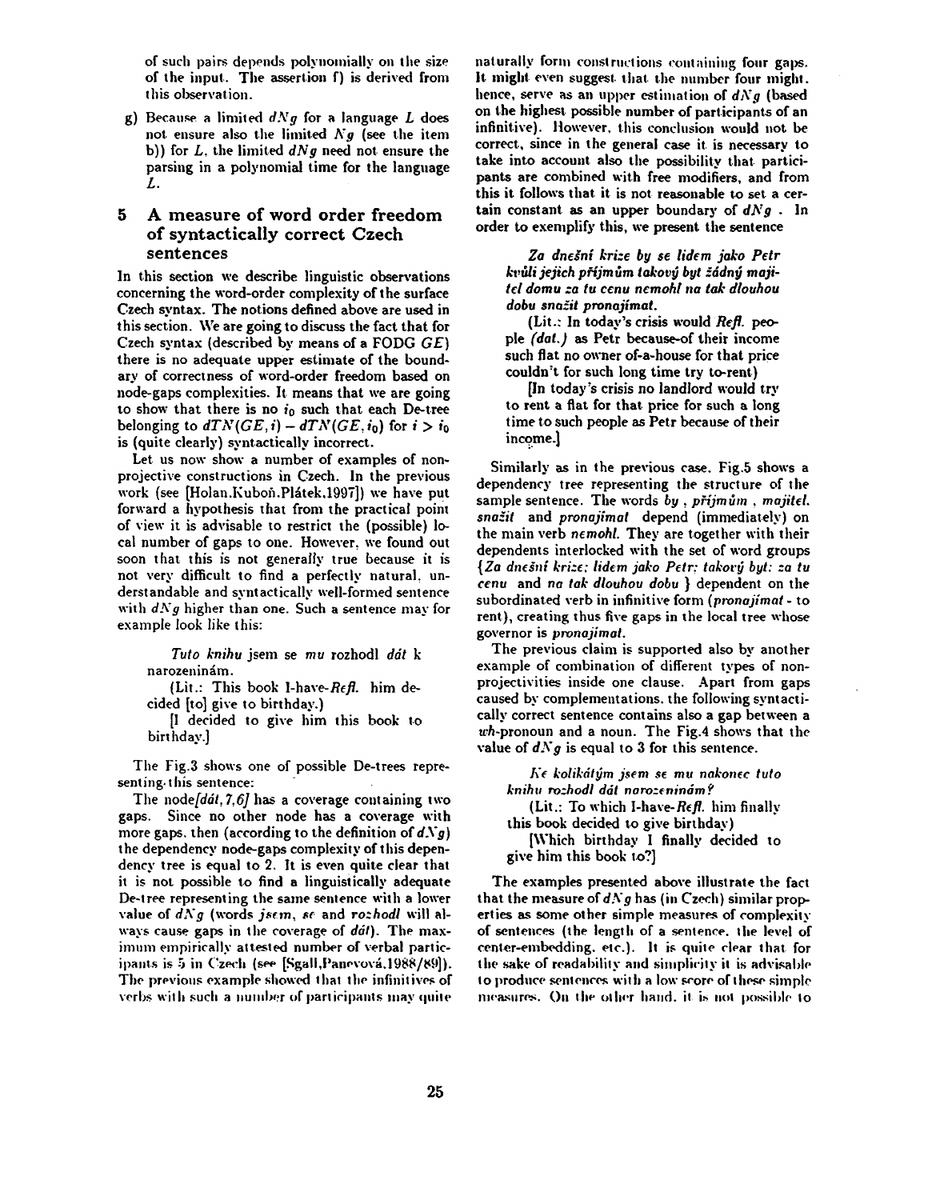of such pairs depends polynomially on the size of the input. The assertion f) is derived from this observation.

g) Because a limited $dNg$ for a language $L$ does not ensure also the limited $Ng$ (see the item b)) for $L$, the limited $dNg$ need not ensure the parsing in a polynomial time for the language $L$.

## 5 A measure of word order freedom of syntactically correct Czech sentences

In this section we describe linguistic observations concerning the word-order complexity of the surface Czech syntax. The notions defined above are used in this section. We are going to discuss the fact that for Czech syntax (described by means of a FODG $GE$) there is no adequate upper estimate of the boundary of correctness of word-order freedom based on node-gaps complexities. It means that we are going to show that there is no $i_0$ such that each De-tree belonging to $dTN(GE, i) - dTN(GE, i_0)$ for $i > i_0$ is (quite clearly) syntactically incorrect.

Let us now show a number of examples of non-projective constructions in Czech. In the previous work (see [Holan,Kuboň,Plátek,1997]) we have put forward a hypothesis that from the practical point of view it is advisable to restrict the (possible) local number of gaps to one. However, we found out soon that this is not generally true because it is not very difficult to find a perfectly natural, understandable and syntactically well-formed sentence with $dNg$ higher than one. Such a sentence may for example look like this:

> *Tuto knihu* jsem se *mu* rozhodl *dát* k narozeninám.
>
> (Lit.: This book I-have-*Refl.* him decided [to] give to birthday.)
>
> [I decided to give him this book to birthday.]

The Fig.3 shows one of possible De-trees representing this sentence:

The node*[dát, 7, 6]* has a coverage containing two gaps. Since no other node has a coverage with more gaps, then (according to the definition of $dNg$) the dependency node-gaps complexity of this dependency tree is equal to 2. It is even quite clear that it is not possible to find a linguistically adequate De-tree representing the same sentence with a lower value of $dNg$ (words *jsem*, *se* and *rozhodl* will always cause gaps in the coverage of *dát*). The maximum empirically attested number of verbal participants is 5 in Czech (see [Sgall,Panevová,1988/89]). The previous example showed that the infinitives of verbs with such a number of participants may quite naturally form constructions containing four gaps. It might even suggest that the number four might, hence, serve as an upper estimation of $dNg$ (based on the highest possible number of participants of an infinitive). However, this conclusion would not be correct, since in the general case it is necessary to take into account also the possibility that participants are combined with free modifiers, and from this it follows that it is not reasonable to set a certain constant as an upper boundary of $dNg$. In order to exemplify this, we present the sentence

> ***Za dnešní krize by se lidem jako Petr kvůli jejich příjmům takový byt žádný majitel domu za tu cenu nemohl na tak dlouhou dobu snažit pronajímat.***
>
> (Lit.: In today's crisis would *Refl.* people *(dat.)* as Petr because-of their income such flat no owner of-a-house for that price couldn't for such long time try to-rent)
>
> [In today's crisis no landlord would try to rent a flat for that price for such a long time to such people as Petr because of their income.]

Similarly as in the previous case, Fig.5 shows a dependency tree representing the structure of the sample sentence. The words *by*, *příjmům*, *majitel*, *snažit* and *pronajímat* depend (immediately) on the main verb *nemohl*. They are together with their dependents interlocked with the set of word groups {*Za dnešní krize; lidem jako Petr; takový byt; za tu cenu* and *na tak dlouhou dobu* } dependent on the subordinated verb in infinitive form (*pronajímat* - to rent), creating thus five gaps in the local tree whose governor is *pronajímat*.

The previous claim is supported also by another example of combination of different types of non-projectivities inside one clause. Apart from gaps caused by complementations, the following syntactically correct sentence contains also a gap between a *wh*-pronoun and a noun. The Fig.4 shows that the value of $dNg$ is equal to 3 for this sentence.

> *Ke kolikátým jsem se mu nakonec tuto knihu rozhodl dát narozeninám?*
>
> (Lit.: To which I-have-*Refl.* him finally this book decided to give birthday)
>
> [Which birthday I finally decided to give him this book to?]

The examples presented above illustrate the fact that the measure of $dNg$ has (in Czech) similar properties as some other simple measures of complexity of sentences (the length of a sentence, the level of center-embedding, etc.). It is quite clear that for the sake of readability and simplicity it is advisable to produce sentences with a low score of these simple measures. On the other hand, it is not possible to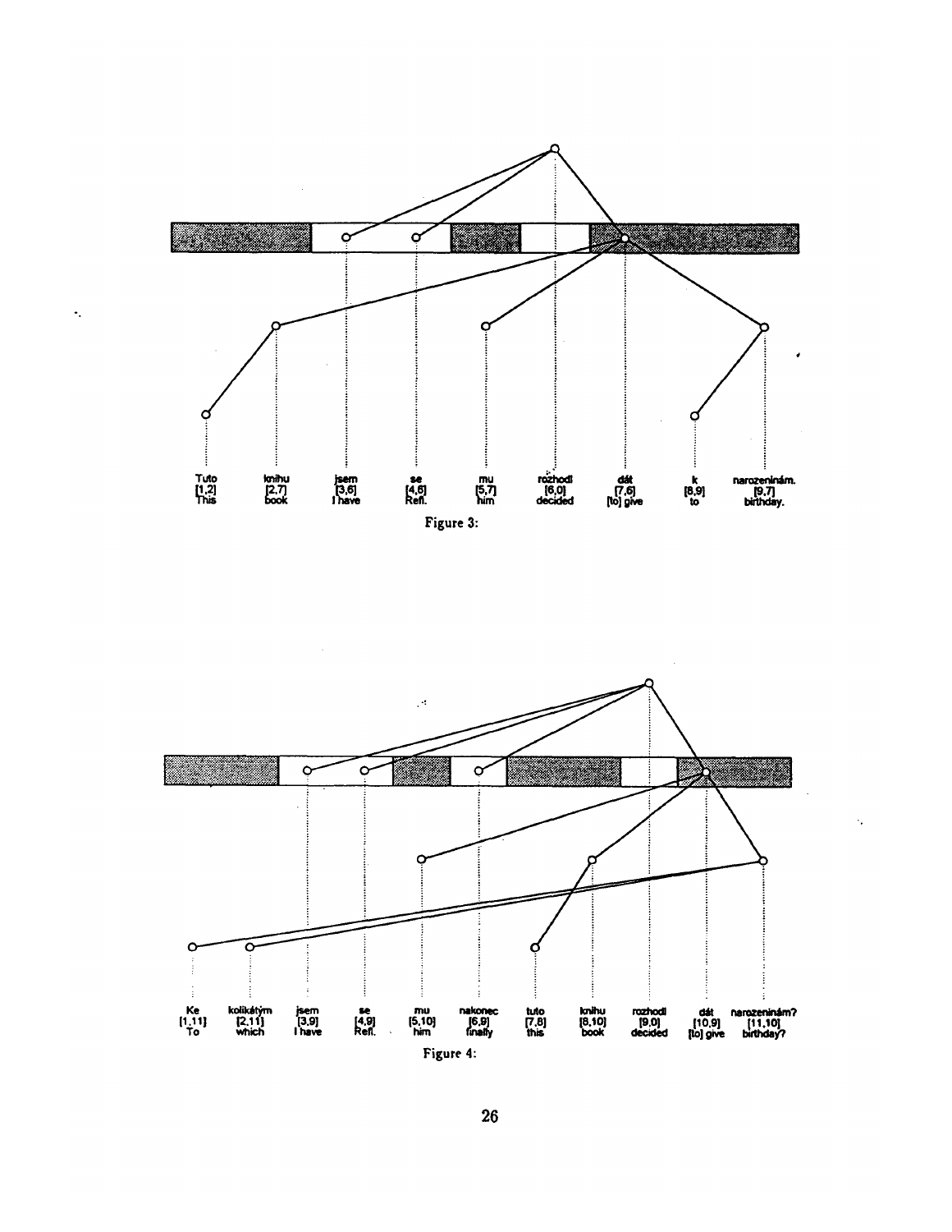Tuto [1,2] This  knihu [2,7] book  jsem [3,6] I have  se [4,6] Refl.  mu [5,7] him  rozhodl [6,0] decided  dát [7,6] [to] give  k [8,9] to  narozeninám. [9,7] birthday.

Figure 3:

Ke [1,11] To  kolikátým [2,11] which  jsem [3,9] I have  se [4,9] Refl.  mu [5,10] him  nakonec [6,9] finally  tuto [7,8] this  knihu [8,10] book  rozhodl [9,0] decided  dát [10,9] [to] give  narozeninám? [11,10] birthday?

Figure 4: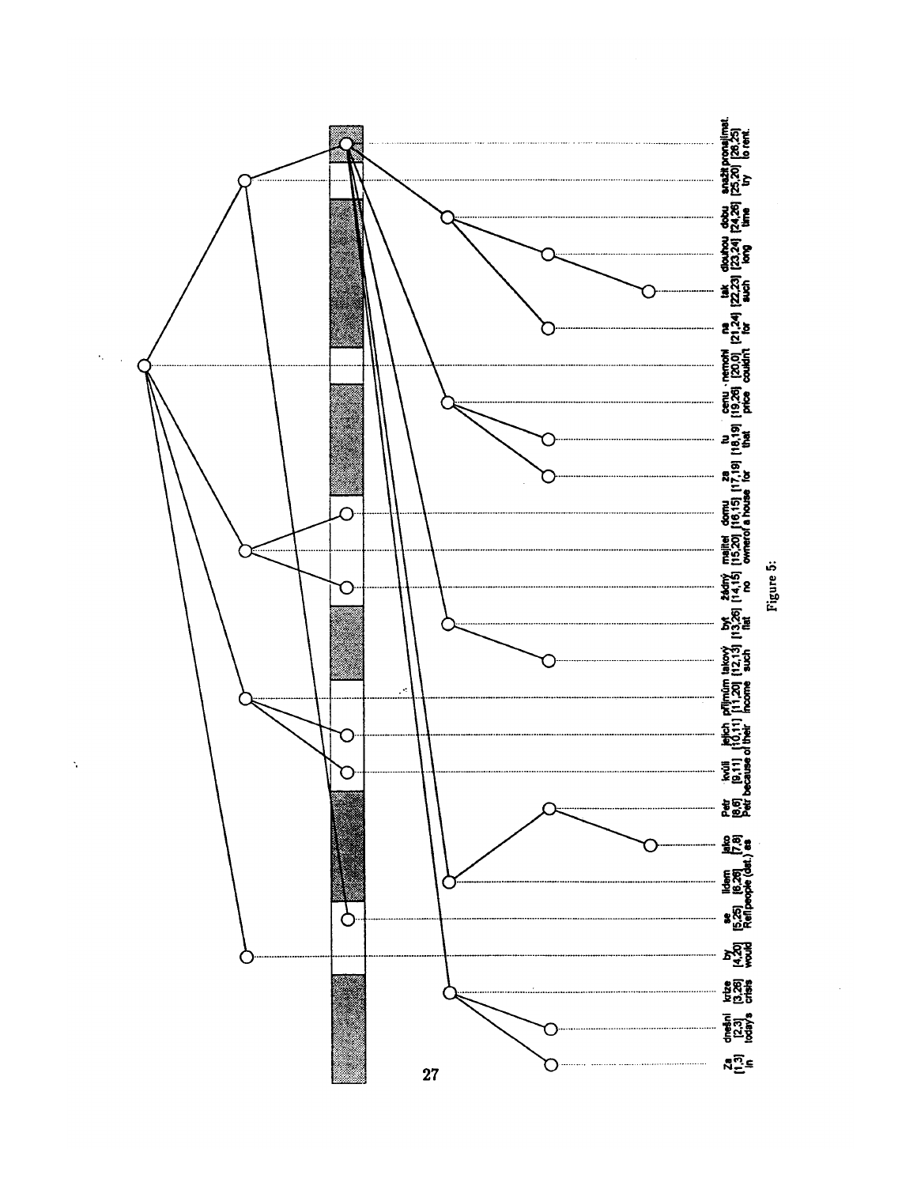| Za | dnešní | krize | by | se | lidem | jako | Petr | kvůli | jejich | příjmům | takový | byt | žádný | majitel | domu | za | tu | cenu | , nemohl | na | tak | dlouhou | dobu | snažit | pronajímat. |
|---|---|---|---|---|---|---|---|---|---|---|---|---|---|---|---|---|---|---|---|---|---|---|---|---|---|
| [1,3] | [2,3] | [3,26] | [4,20] | [5,25] | [6,26] | [7,8] | [8,6] | [9,11] | [10,11] | [11,20] | [12,13] | [13,26] | [14,15] | [15,20] | [16,15] | [17,19] | [18,19] | [19,26] | [20,0] | [21,24] | [22,23] | [23,24] | [24,26] | [25,20] | [26,25] |
| In | today's | crisis | would | Refl | people (dat.) | as | Petr | because of | their | income | such | flat | no | owner | of a house | for | that | price | couldn't | for | such | long | time | try | to rent. |

Figure 5: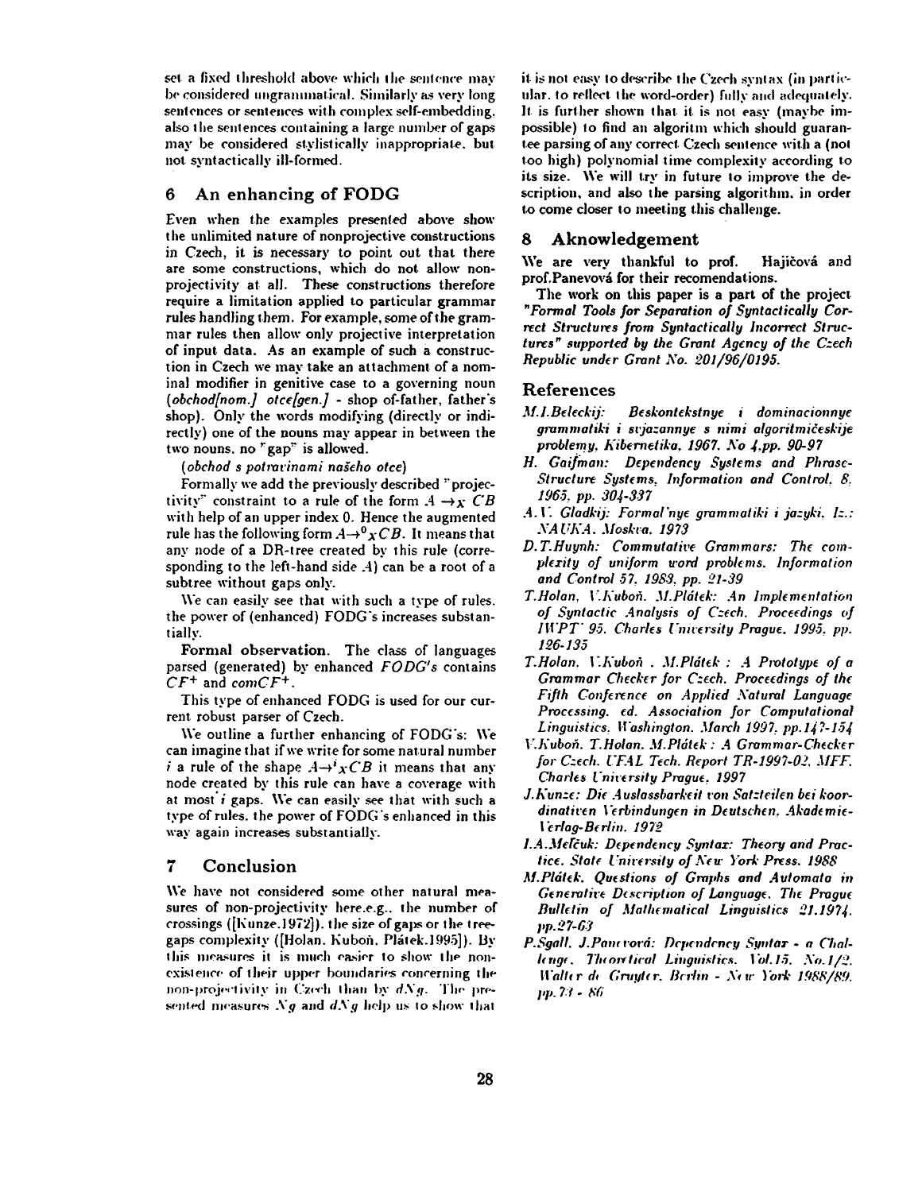set a fixed threshold above which the sentence may be considered ungrammatical. Similarly as very long sentences or sentences with complex self-embedding, also the sentences containing a large number of gaps may be considered stylistically inappropriate, but not syntactically ill-formed.

## 6 An enhancing of FODG

Even when the examples presented above show the unlimited nature of nonprojective constructions in Czech, it is necessary to point out that there are some constructions, which do not allow non-projectivity at all. These constructions therefore require a limitation applied to particular grammar rules handling them. For example, some of the grammar rules then allow only projective interpretation of input data. As an example of such a construction in Czech we may take an attachment of a nominal modifier in genitive case to a governing noun (*obchod[nom.] otce[gen.]* - shop of-father, father's shop). Only the words modifying (directly or indirectly) one of the nouns may appear in between the two nouns, no "gap" is allowed.

(*obchod s potravinami našeho otce*)

Formally we add the previously described "projectivity" constraint to a rule of the form $A \rightarrow_X CB$ with help of an upper index 0. Hence the augmented rule has the following form $A \rightarrow^0{}_X CB$. It means that any node of a DR-tree created by this rule (corresponding to the left-hand side $A$) can be a root of a subtree without gaps only.

We can easily see that with such a type of rules, the power of (enhanced) FODG's increases substantially.

**Formal observation.** The class of languages parsed (generated) by enhanced *FODG's* contains $CF^+$ and $comCF^+$.

This type of enhanced FODG is used for our current robust parser of Czech.

We outline a further enhancing of FODG's: We can imagine that if we write for some natural number $i$ a rule of the shape $A \rightarrow^i{}_X CB$ it means that any node created by this rule can have a coverage with at most $i$ gaps. We can easily see that with such a type of rules, the power of FODG's enhanced in this way again increases substantially.

## 7 Conclusion

We have not considered some other natural measures of non-projectivity here,e.g., the number of crossings ([Kunze,1972]), the size of gaps or the tree-gaps complexity ([Holan, Kuboň, Plátek,1995]). By this measures it is much easier to show the non-existence of their upper boundaries concerning the non-projectivity in Czech than by $dNg$. The presented measures $Ng$ and $dNg$ help us to show that it is not easy to describe the Czech syntax (in particular, to reflect the word-order) fully and adequately. It is further shown that it is not easy (maybe impossible) to find an algoritm which should guarantee parsing of any correct Czech sentence with a (not too high) polynomial time complexity according to its size. We will try in future to improve the description, and also the parsing algorithm, in order to come closer to meeting this challenge.

## 8 Aknowledgement

We are very thankful to prof. Hajičová and prof.Panevová for their recomendations.

The work on this paper is a part of the project *"Formal Tools for Separation of Syntactically Correct Structures from Syntactically Incorrect Structures" supported by the Grant Agency of the Czech Republic under Grant No. 201/96/0195.*

## References

*M.I.Beleckij: Beskontekstnye i dominacionnye grammatiki i svjazannye s nimi algoritmičeskije problemy, Kibernetika, 1967, No 4,pp. 90-97*

*H. Gaifman: Dependency Systems and Phrase-Structure Systems, Information and Control, 8, 1965, pp. 304-337*

*A.V. Gladkij: Formal'nye grammatiki i jazyki, Iz.: NAUKA, Moskva, 1973*

*D.T.Huynh: Commutative Grammars: The complexity of uniform word problems, Information and Control 57, 1983, pp. 21-39*

*T.Holan, V.Kuboň, M.Plátek: An Implementation of Syntactic Analysis of Czech, Proceedings of IWPT' 95, Charles University Prague, 1995, pp. 126-135*

*T.Holan, V.Kuboň , M.Plátek : A Prototype of a Grammar Checker for Czech, Proceedings of the Fifth Conference on Applied Natural Language Processing, ed. Association for Computational Linguistics, Washington, March 1997, pp.147-154*

*V.Kuboň, T.Holan, M.Plátek : A Grammar-Checker for Czech, UFAL Tech. Report TR-1997-02, MFF, Charles University Prague, 1997*

*J.Kunze: Die Auslassbarkeit von Satzteilen bei koordinativen Verbindungen in Deutschen, Akademie-Verlag-Berlin, 1972*

*I.A.Mel'čuk: Dependency Syntax: Theory and Practice, State University of New York Press, 1988*

*M.Plátek, Questions of Graphs and Automata in Generative Description of Language, The Prague Bulletin of Mathematical Linguistics 21,1974, pp.27-63*

*P.Sgall, J.Panevová: Dependency Syntax - a Challenge, Theoretical Linguistics, Vol.15, No.1/2, Walter de Gruyter, Berlin - New York 1988/89, pp.73 - 86*